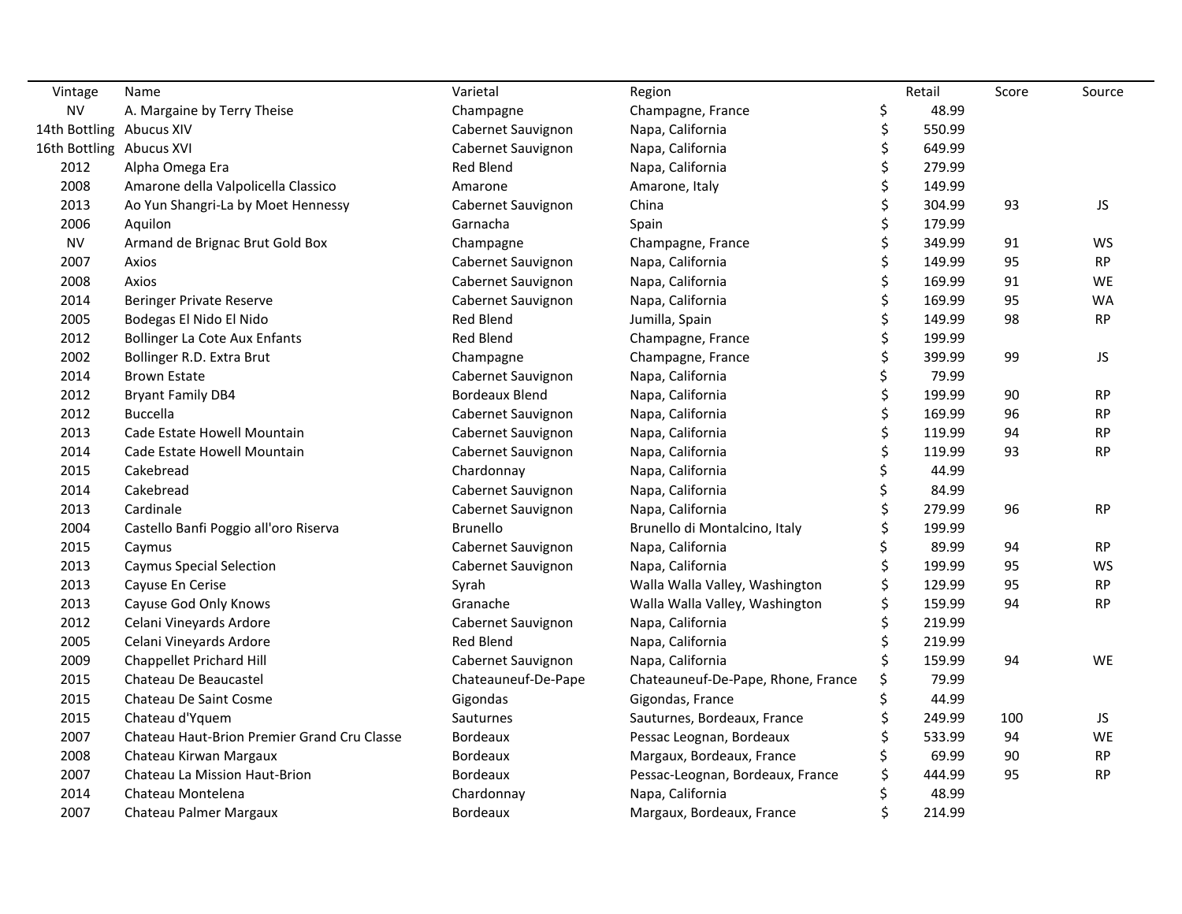| Vintage | Name | Varietal | Region | Retail | Score | Source |
|---|---|---|---|---|---|---|
| NV | A. Margaine by Terry Theise | Champagne | Champagne, France | $ 48.99 | | |
| 14th Bottling | Abucus XIV | Cabernet Sauvignon | Napa, California | $ 550.99 | | |
| 16th Bottling | Abucus XVI | Cabernet Sauvignon | Napa, California | $ 649.99 | | |
| 2012 | Alpha Omega Era | Red Blend | Napa, California | $ 279.99 | | |
| 2008 | Amarone della Valpolicella Classico | Amarone | Amarone, Italy | $ 149.99 | | |
| 2013 | Ao Yun Shangri-La by Moet Hennessy | Cabernet Sauvignon | China | $ 304.99 | 93 | JS |
| 2006 | Aquilon | Garnacha | Spain | $ 179.99 | | |
| NV | Armand de Brignac Brut Gold Box | Champagne | Champagne, France | $ 349.99 | 91 | WS |
| 2007 | Axios | Cabernet Sauvignon | Napa, California | $ 149.99 | 95 | RP |
| 2008 | Axios | Cabernet Sauvignon | Napa, California | $ 169.99 | 91 | WE |
| 2014 | Beringer Private Reserve | Cabernet Sauvignon | Napa, California | $ 169.99 | 95 | WA |
| 2005 | Bodegas El Nido El Nido | Red Blend | Jumilla, Spain | $ 149.99 | 98 | RP |
| 2012 | Bollinger La Cote Aux Enfants | Red Blend | Champagne, France | $ 199.99 | | |
| 2002 | Bollinger R.D. Extra Brut | Champagne | Champagne, France | $ 399.99 | 99 | JS |
| 2014 | Brown Estate | Cabernet Sauvignon | Napa, California | $ 79.99 | | |
| 2012 | Bryant Family DB4 | Bordeaux Blend | Napa, California | $ 199.99 | 90 | RP |
| 2012 | Buccella | Cabernet Sauvignon | Napa, California | $ 169.99 | 96 | RP |
| 2013 | Cade Estate Howell Mountain | Cabernet Sauvignon | Napa, California | $ 119.99 | 94 | RP |
| 2014 | Cade Estate Howell Mountain | Cabernet Sauvignon | Napa, California | $ 119.99 | 93 | RP |
| 2015 | Cakebread | Chardonnay | Napa, California | $ 44.99 | | |
| 2014 | Cakebread | Cabernet Sauvignon | Napa, California | $ 84.99 | | |
| 2013 | Cardinale | Cabernet Sauvignon | Napa, California | $ 279.99 | 96 | RP |
| 2004 | Castello Banfi Poggio all'oro Riserva | Brunello | Brunello di Montalcino, Italy | $ 199.99 | | |
| 2015 | Caymus | Cabernet Sauvignon | Napa, California | $ 89.99 | 94 | RP |
| 2013 | Caymus Special Selection | Cabernet Sauvignon | Napa, California | $ 199.99 | 95 | WS |
| 2013 | Cayuse En Cerise | Syrah | Walla Walla Valley, Washington | $ 129.99 | 95 | RP |
| 2013 | Cayuse God Only Knows | Granache | Walla Walla Valley, Washington | $ 159.99 | 94 | RP |
| 2012 | Celani Vineyards Ardore | Cabernet Sauvignon | Napa, California | $ 219.99 | | |
| 2005 | Celani Vineyards Ardore | Red Blend | Napa, California | $ 219.99 | | |
| 2009 | Chappellet Prichard Hill | Cabernet Sauvignon | Napa, California | $ 159.99 | 94 | WE |
| 2015 | Chateau De Beaucastel | Chateauneuf-De-Pape | Chateauneuf-De-Pape, Rhone, France | $ 79.99 | | |
| 2015 | Chateau De Saint Cosme | Gigondas | Gigondas, France | $ 44.99 | | |
| 2015 | Chateau d'Yquem | Sauturnes | Sauturnes, Bordeaux, France | $ 249.99 | 100 | JS |
| 2007 | Chateau Haut-Brion Premier Grand Cru Classe | Bordeaux | Pessac Leognan, Bordeaux | $ 533.99 | 94 | WE |
| 2008 | Chateau Kirwan Margaux | Bordeaux | Margaux, Bordeaux, France | $ 69.99 | 90 | RP |
| 2007 | Chateau La Mission Haut-Brion | Bordeaux | Pessac-Leognan, Bordeaux, France | $ 444.99 | 95 | RP |
| 2014 | Chateau Montelena | Chardonnay | Napa, California | $ 48.99 | | |
| 2007 | Chateau Palmer Margaux | Bordeaux | Margaux, Bordeaux, France | $ 214.99 | | |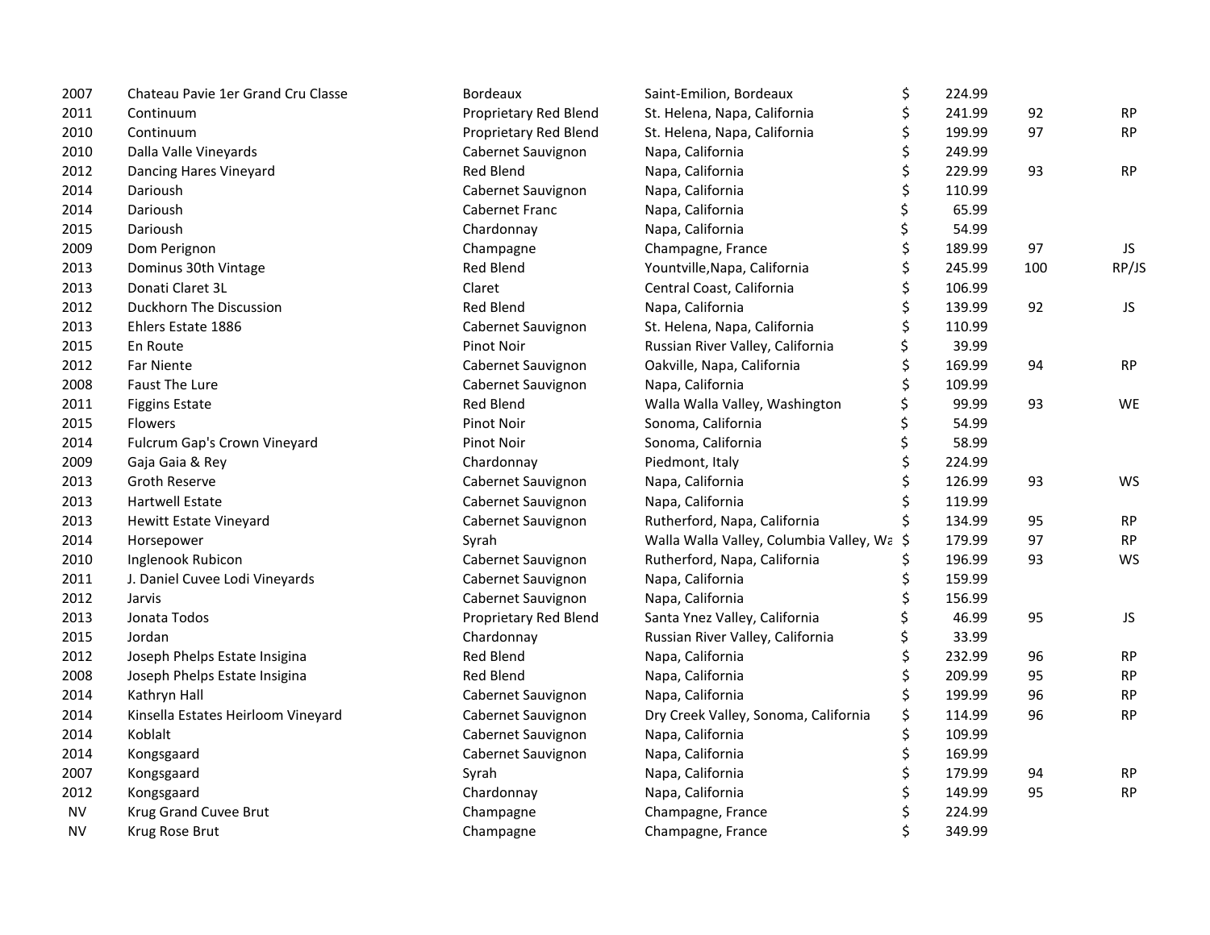| | | | | | | | |
|---|---|---|---|---|---|---|---|
| 2007 | Chateau Pavie 1er Grand Cru Classe | Bordeaux | Saint-Emilion, Bordeaux | $ | 224.99 | | |
| 2011 | Continuum | Proprietary Red Blend | St. Helena, Napa, California | $ | 241.99 | 92 | RP |
| 2010 | Continuum | Proprietary Red Blend | St. Helena, Napa, California | $ | 199.99 | 97 | RP |
| 2010 | Dalla Valle Vineyards | Cabernet Sauvignon | Napa, California | $ | 249.99 | | |
| 2012 | Dancing Hares Vineyard | Red Blend | Napa, California | $ | 229.99 | 93 | RP |
| 2014 | Darioush | Cabernet Sauvignon | Napa, California | $ | 110.99 | | |
| 2014 | Darioush | Cabernet Franc | Napa, California | $ | 65.99 | | |
| 2015 | Darioush | Chardonnay | Napa, California | $ | 54.99 | | |
| 2009 | Dom Perignon | Champagne | Champagne, France | $ | 189.99 | 97 | JS |
| 2013 | Dominus 30th Vintage | Red Blend | Yountville,Napa, California | $ | 245.99 | 100 | RP/JS |
| 2013 | Donati Claret 3L | Claret | Central Coast, California | $ | 106.99 | | |
| 2012 | Duckhorn The Discussion | Red Blend | Napa, California | $ | 139.99 | 92 | JS |
| 2013 | Ehlers Estate 1886 | Cabernet Sauvignon | St. Helena, Napa, California | $ | 110.99 | | |
| 2015 | En Route | Pinot Noir | Russian River Valley, California | $ | 39.99 | | |
| 2012 | Far Niente | Cabernet Sauvignon | Oakville, Napa, California | $ | 169.99 | 94 | RP |
| 2008 | Faust The Lure | Cabernet Sauvignon | Napa, California | $ | 109.99 | | |
| 2011 | Figgins Estate | Red Blend | Walla Walla Valley, Washington | $ | 99.99 | 93 | WE |
| 2015 | Flowers | Pinot Noir | Sonoma, California | $ | 54.99 | | |
| 2014 | Fulcrum Gap's Crown Vineyard | Pinot Noir | Sonoma, California | $ | 58.99 | | |
| 2009 | Gaja Gaia & Rey | Chardonnay | Piedmont, Italy | $ | 224.99 | | |
| 2013 | Groth Reserve | Cabernet Sauvignon | Napa, California | $ | 126.99 | 93 | WS |
| 2013 | Hartwell Estate | Cabernet Sauvignon | Napa, California | $ | 119.99 | | |
| 2013 | Hewitt Estate Vineyard | Cabernet Sauvignon | Rutherford, Napa, California | $ | 134.99 | 95 | RP |
| 2014 | Horsepower | Syrah | Walla Walla Valley, Columbia Valley, Wa | $ | 179.99 | 97 | RP |
| 2010 | Inglenook Rubicon | Cabernet Sauvignon | Rutherford, Napa, California | $ | 196.99 | 93 | WS |
| 2011 | J. Daniel Cuvee Lodi Vineyards | Cabernet Sauvignon | Napa, California | $ | 159.99 | | |
| 2012 | Jarvis | Cabernet Sauvignon | Napa, California | $ | 156.99 | | |
| 2013 | Jonata Todos | Proprietary Red Blend | Santa Ynez Valley, California | $ | 46.99 | 95 | JS |
| 2015 | Jordan | Chardonnay | Russian River Valley, California | $ | 33.99 | | |
| 2012 | Joseph Phelps Estate Insigina | Red Blend | Napa, California | $ | 232.99 | 96 | RP |
| 2008 | Joseph Phelps Estate Insigina | Red Blend | Napa, California | $ | 209.99 | 95 | RP |
| 2014 | Kathryn Hall | Cabernet Sauvignon | Napa, California | $ | 199.99 | 96 | RP |
| 2014 | Kinsella Estates Heirloom Vineyard | Cabernet Sauvignon | Dry Creek Valley, Sonoma, California | $ | 114.99 | 96 | RP |
| 2014 | Koblalt | Cabernet Sauvignon | Napa, California | $ | 109.99 | | |
| 2014 | Kongsgaard | Cabernet Sauvignon | Napa, California | $ | 169.99 | | |
| 2007 | Kongsgaard | Syrah | Napa, California | $ | 179.99 | 94 | RP |
| 2012 | Kongsgaard | Chardonnay | Napa, California | $ | 149.99 | 95 | RP |
| NV | Krug Grand Cuvee Brut | Champagne | Champagne, France | $ | 224.99 | | |
| NV | Krug Rose Brut | Champagne | Champagne, France | $ | 349.99 | | |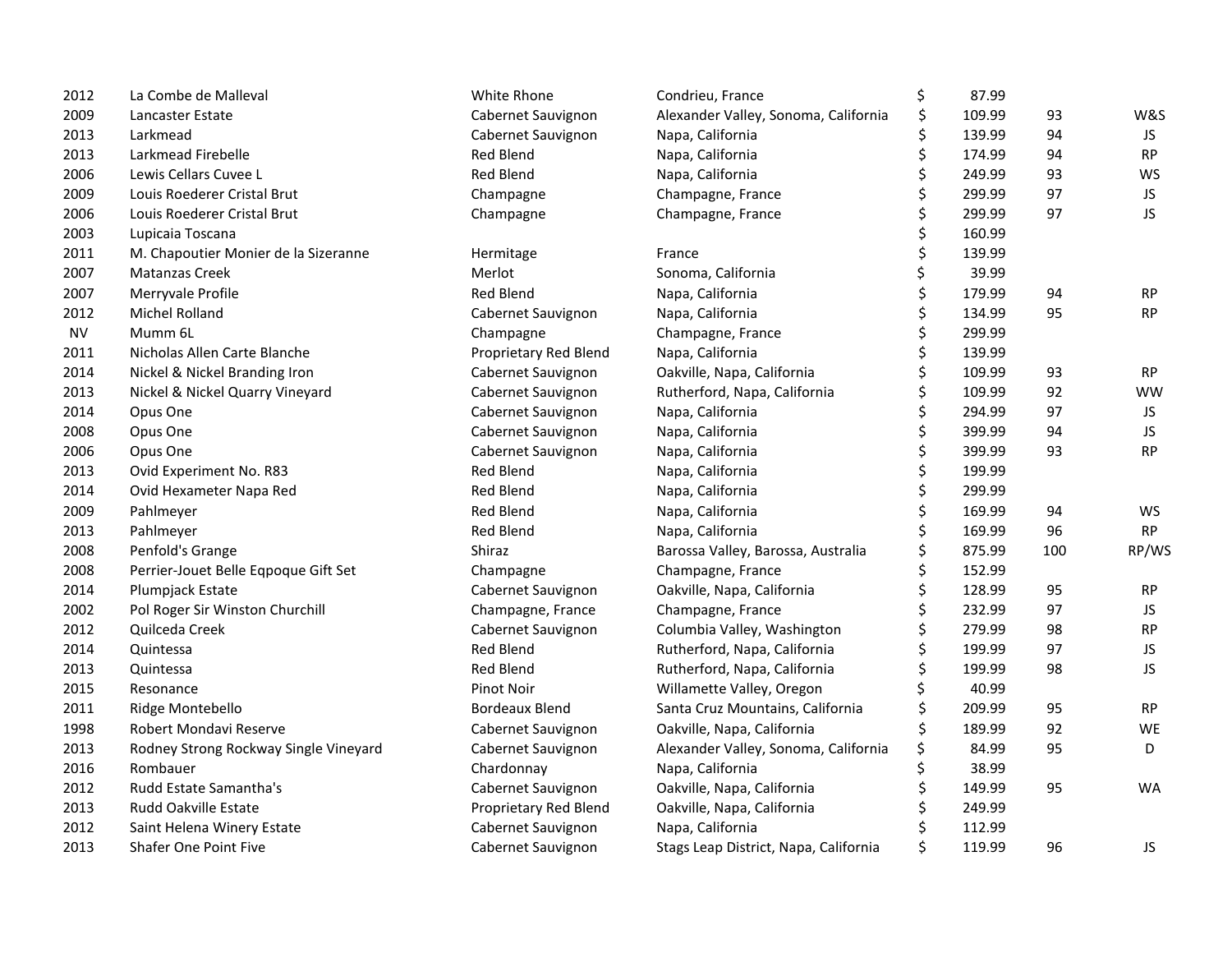| | | | | | | | |
|---|---|---|---|---|---|---|---|
| 2012 | La Combe de Malleval | White Rhone | Condrieu, France | $ | 87.99 | | |
| 2009 | Lancaster Estate | Cabernet Sauvignon | Alexander Valley, Sonoma, California | $ | 109.99 | 93 | W&S |
| 2013 | Larkmead | Cabernet Sauvignon | Napa, California | $ | 139.99 | 94 | JS |
| 2013 | Larkmead Firebelle | Red Blend | Napa, California | $ | 174.99 | 94 | RP |
| 2006 | Lewis Cellars Cuvee L | Red Blend | Napa, California | $ | 249.99 | 93 | WS |
| 2009 | Louis Roederer Cristal Brut | Champagne | Champagne, France | $ | 299.99 | 97 | JS |
| 2006 | Louis Roederer Cristal Brut | Champagne | Champagne, France | $ | 299.99 | 97 | JS |
| 2003 | Lupicaia Toscana | | | $ | 160.99 | | |
| 2011 | M. Chapoutier Monier de la Sizeranne | Hermitage | France | $ | 139.99 | | |
| 2007 | Matanzas Creek | Merlot | Sonoma, California | $ | 39.99 | | |
| 2007 | Merryvale Profile | Red Blend | Napa, California | $ | 179.99 | 94 | RP |
| 2012 | Michel Rolland | Cabernet Sauvignon | Napa, California | $ | 134.99 | 95 | RP |
| NV | Mumm 6L | Champagne | Champagne, France | $ | 299.99 | | |
| 2011 | Nicholas Allen Carte Blanche | Proprietary Red Blend | Napa, California | $ | 139.99 | | |
| 2014 | Nickel & Nickel Branding Iron | Cabernet Sauvignon | Oakville, Napa, California | $ | 109.99 | 93 | RP |
| 2013 | Nickel & Nickel Quarry Vineyard | Cabernet Sauvignon | Rutherford, Napa, California | $ | 109.99 | 92 | WW |
| 2014 | Opus One | Cabernet Sauvignon | Napa, California | $ | 294.99 | 97 | JS |
| 2008 | Opus One | Cabernet Sauvignon | Napa, California | $ | 399.99 | 94 | JS |
| 2006 | Opus One | Cabernet Sauvignon | Napa, California | $ | 399.99 | 93 | RP |
| 2013 | Ovid Experiment No. R83 | Red Blend | Napa, California | $ | 199.99 | | |
| 2014 | Ovid Hexameter Napa Red | Red Blend | Napa, California | $ | 299.99 | | |
| 2009 | Pahlmeyer | Red Blend | Napa, California | $ | 169.99 | 94 | WS |
| 2013 | Pahlmeyer | Red Blend | Napa, California | $ | 169.99 | 96 | RP |
| 2008 | Penfold's Grange | Shiraz | Barossa Valley, Barossa, Australia | $ | 875.99 | 100 | RP/WS |
| 2008 | Perrier-Jouet Belle Eqpoque Gift Set | Champagne | Champagne, France | $ | 152.99 | | |
| 2014 | Plumpjack Estate | Cabernet Sauvignon | Oakville, Napa, California | $ | 128.99 | 95 | RP |
| 2002 | Pol Roger Sir Winston Churchill | Champagne, France | Champagne, France | $ | 232.99 | 97 | JS |
| 2012 | Quilceda Creek | Cabernet Sauvignon | Columbia Valley, Washington | $ | 279.99 | 98 | RP |
| 2014 | Quintessa | Red Blend | Rutherford, Napa, California | $ | 199.99 | 97 | JS |
| 2013 | Quintessa | Red Blend | Rutherford, Napa, California | $ | 199.99 | 98 | JS |
| 2015 | Resonance | Pinot Noir | Willamette Valley, Oregon | $ | 40.99 | | |
| 2011 | Ridge Montebello | Bordeaux Blend | Santa Cruz Mountains, California | $ | 209.99 | 95 | RP |
| 1998 | Robert Mondavi Reserve | Cabernet Sauvignon | Oakville, Napa, California | $ | 189.99 | 92 | WE |
| 2013 | Rodney Strong Rockway Single Vineyard | Cabernet Sauvignon | Alexander Valley, Sonoma, California | $ | 84.99 | 95 | D |
| 2016 | Rombauer | Chardonnay | Napa, California | $ | 38.99 | | |
| 2012 | Rudd Estate Samantha's | Cabernet Sauvignon | Oakville, Napa, California | $ | 149.99 | 95 | WA |
| 2013 | Rudd Oakville Estate | Proprietary Red Blend | Oakville, Napa, California | $ | 249.99 | | |
| 2012 | Saint Helena Winery Estate | Cabernet Sauvignon | Napa, California | $ | 112.99 | | |
| 2013 | Shafer One Point Five | Cabernet Sauvignon | Stags Leap District, Napa, California | $ | 119.99 | 96 | JS |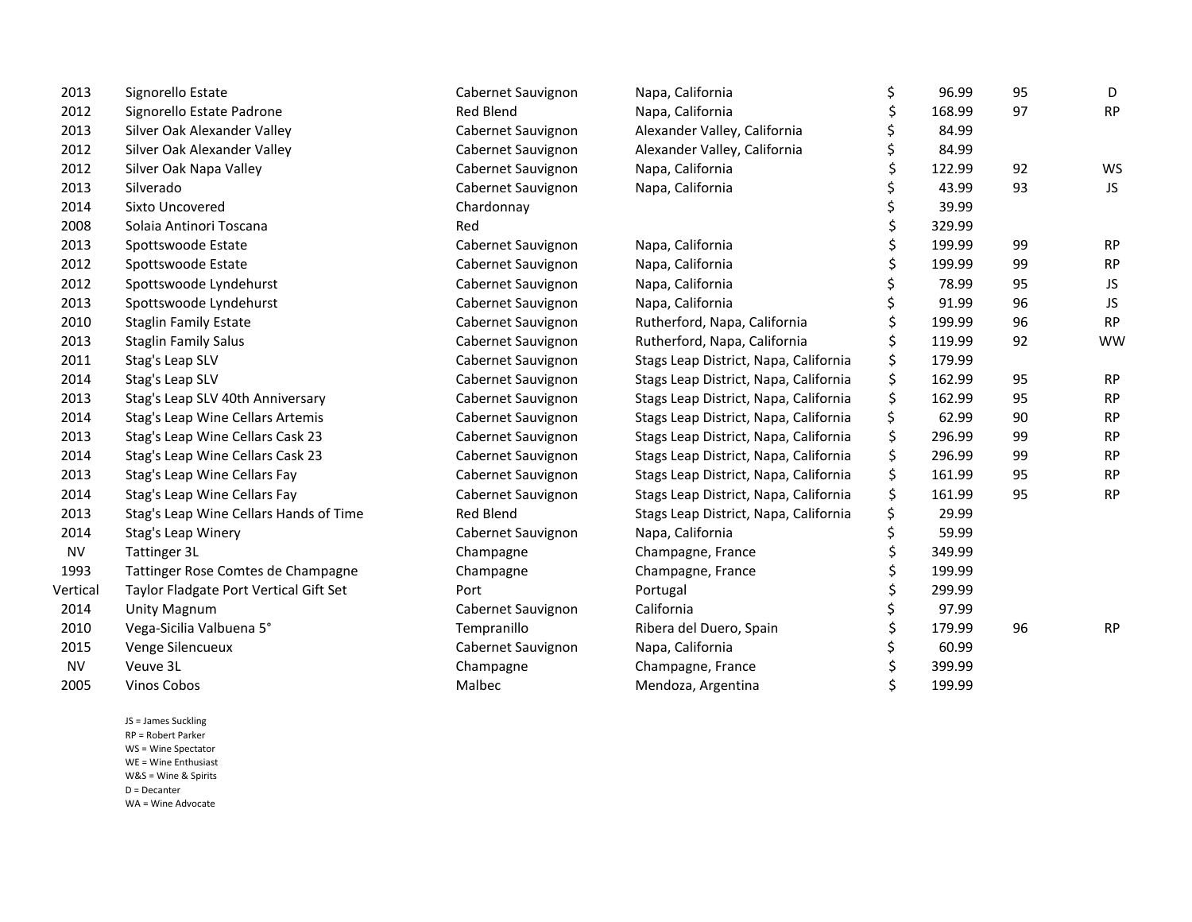| | | | | | | |
|---|---|---|---|---|---|---|
| 2013 | Signorello Estate | Cabernet Sauvignon | Napa, California | $ 96.99 | 95 | D |
| 2012 | Signorello Estate Padrone | Red Blend | Napa, California | $ 168.99 | 97 | RP |
| 2013 | Silver Oak Alexander Valley | Cabernet Sauvignon | Alexander Valley, California | $ 84.99 | | |
| 2012 | Silver Oak Alexander Valley | Cabernet Sauvignon | Alexander Valley, California | $ 84.99 | | |
| 2012 | Silver Oak Napa Valley | Cabernet Sauvignon | Napa, California | $ 122.99 | 92 | WS |
| 2013 | Silverado | Cabernet Sauvignon | Napa, California | $ 43.99 | 93 | JS |
| 2014 | Sixto Uncovered | Chardonnay | | $ 39.99 | | |
| 2008 | Solaia Antinori Toscana | Red | | $ 329.99 | | |
| 2013 | Spottswoode Estate | Cabernet Sauvignon | Napa, California | $ 199.99 | 99 | RP |
| 2012 | Spottswoode Estate | Cabernet Sauvignon | Napa, California | $ 199.99 | 99 | RP |
| 2012 | Spottswoode Lyndehurst | Cabernet Sauvignon | Napa, California | $ 78.99 | 95 | JS |
| 2013 | Spottswoode Lyndehurst | Cabernet Sauvignon | Napa, California | $ 91.99 | 96 | JS |
| 2010 | Staglin Family Estate | Cabernet Sauvignon | Rutherford, Napa, California | $ 199.99 | 96 | RP |
| 2013 | Staglin Family Salus | Cabernet Sauvignon | Rutherford, Napa, California | $ 119.99 | 92 | WW |
| 2011 | Stag's Leap SLV | Cabernet Sauvignon | Stags Leap District, Napa, California | $ 179.99 | | |
| 2014 | Stag's Leap SLV | Cabernet Sauvignon | Stags Leap District, Napa, California | $ 162.99 | 95 | RP |
| 2013 | Stag's Leap SLV 40th Anniversary | Cabernet Sauvignon | Stags Leap District, Napa, California | $ 162.99 | 95 | RP |
| 2014 | Stag's Leap Wine Cellars Artemis | Cabernet Sauvignon | Stags Leap District, Napa, California | $ 62.99 | 90 | RP |
| 2013 | Stag's Leap Wine Cellars Cask 23 | Cabernet Sauvignon | Stags Leap District, Napa, California | $ 296.99 | 99 | RP |
| 2014 | Stag's Leap Wine Cellars Cask 23 | Cabernet Sauvignon | Stags Leap District, Napa, California | $ 296.99 | 99 | RP |
| 2013 | Stag's Leap Wine Cellars Fay | Cabernet Sauvignon | Stags Leap District, Napa, California | $ 161.99 | 95 | RP |
| 2014 | Stag's Leap Wine Cellars Fay | Cabernet Sauvignon | Stags Leap District, Napa, California | $ 161.99 | 95 | RP |
| 2013 | Stag's Leap Wine Cellars Hands of Time | Red Blend | Stags Leap District, Napa, California | $ 29.99 | | |
| 2014 | Stag's Leap Winery | Cabernet Sauvignon | Napa, California | $ 59.99 | | |
| NV | Tattinger 3L | Champagne | Champagne, France | $ 349.99 | | |
| 1993 | Tattinger Rose Comtes de Champagne | Champagne | Champagne, France | $ 199.99 | | |
| Vertical | Taylor Fladgate Port Vertical Gift Set | Port | Portugal | $ 299.99 | | |
| 2014 | Unity Magnum | Cabernet Sauvignon | California | $ 97.99 | | |
| 2010 | Vega-Sicilia Valbuena 5° | Tempranillo | Ribera del Duero, Spain | $ 179.99 | 96 | RP |
| 2015 | Venge Silencueux | Cabernet Sauvignon | Napa, California | $ 60.99 | | |
| NV | Veuve 3L | Champagne | Champagne, France | $ 399.99 | | |
| 2005 | Vinos Cobos | Malbec | Mendoza, Argentina | $ 199.99 | | |

JS = James Suckling
RP = Robert Parker
WS = Wine Spectator
WE = Wine Enthusiast
W&S = Wine & Spirits
D = Decanter
WA = Wine Advocate